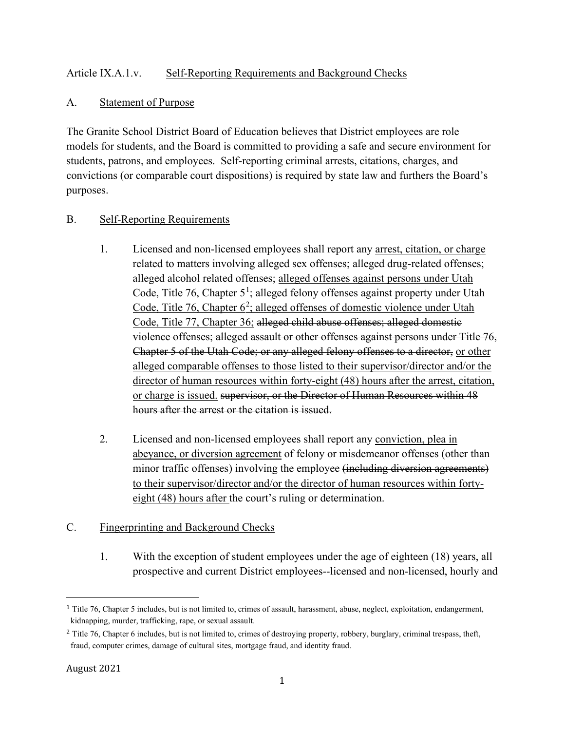Article IX.A.1.v. Self-Reporting Requirements and Background Checks

A. Statement of Purpose

The Granite School District Board of Education believes that District employees are role models for students, and the Board is committed to providing a safe and secure environment for students, patrons, and employees. Self-reporting criminal arrests, citations, charges, and convictions (or comparable court dispositions) is required by state law and furthers the Board's purposes.

B. Self-Reporting Requirements

1. Licensed and non-licensed employees shall report any arrest, citation, or charge related to matters involving alleged sex offenses; alleged drug-related offenses; alleged alcohol related offenses; alleged offenses against persons under Utah Code, Title 76, Chapter 5[1]; alleged felony offenses against property under Utah Code, Title 76, Chapter 6[2]; alleged offenses of domestic violence under Utah Code, Title 77, Chapter 36; ~~alleged child abuse offenses; alleged domestic violence offenses; alleged assault or other offenses against persons under Title 76, Chapter 5 of the Utah Code; or any alleged felony offenses to a director,~~ or other alleged comparable offenses to those listed to their supervisor/director and/or the director of human resources within forty-eight (48) hours after the arrest, citation, or charge is issued. ~~supervisor, or the Director of Human Resources within 48 hours after the arrest or the citation is issued.~~

2. Licensed and non-licensed employees shall report any conviction, plea in abeyance, or diversion agreement of felony or misdemeanor offenses (other than minor traffic offenses) involving the employee ~~(including diversion agreements)~~ to their supervisor/director and/or the director of human resources within forty-eight (48) hours after the court's ruling or determination.

C. Fingerprinting and Background Checks

1. With the exception of student employees under the age of eighteen (18) years, all prospective and current District employees--licensed and non-licensed, hourly and

---

[1] Title 76, Chapter 5 includes, but is not limited to, crimes of assault, harassment, abuse, neglect, exploitation, endangerment, kidnapping, murder, trafficking, rape, or sexual assault.

[2] Title 76, Chapter 6 includes, but is not limited to, crimes of destroying property, robbery, burglary, criminal trespass, theft, fraud, computer crimes, damage of cultural sites, mortgage fraud, and identity fraud.

August 2021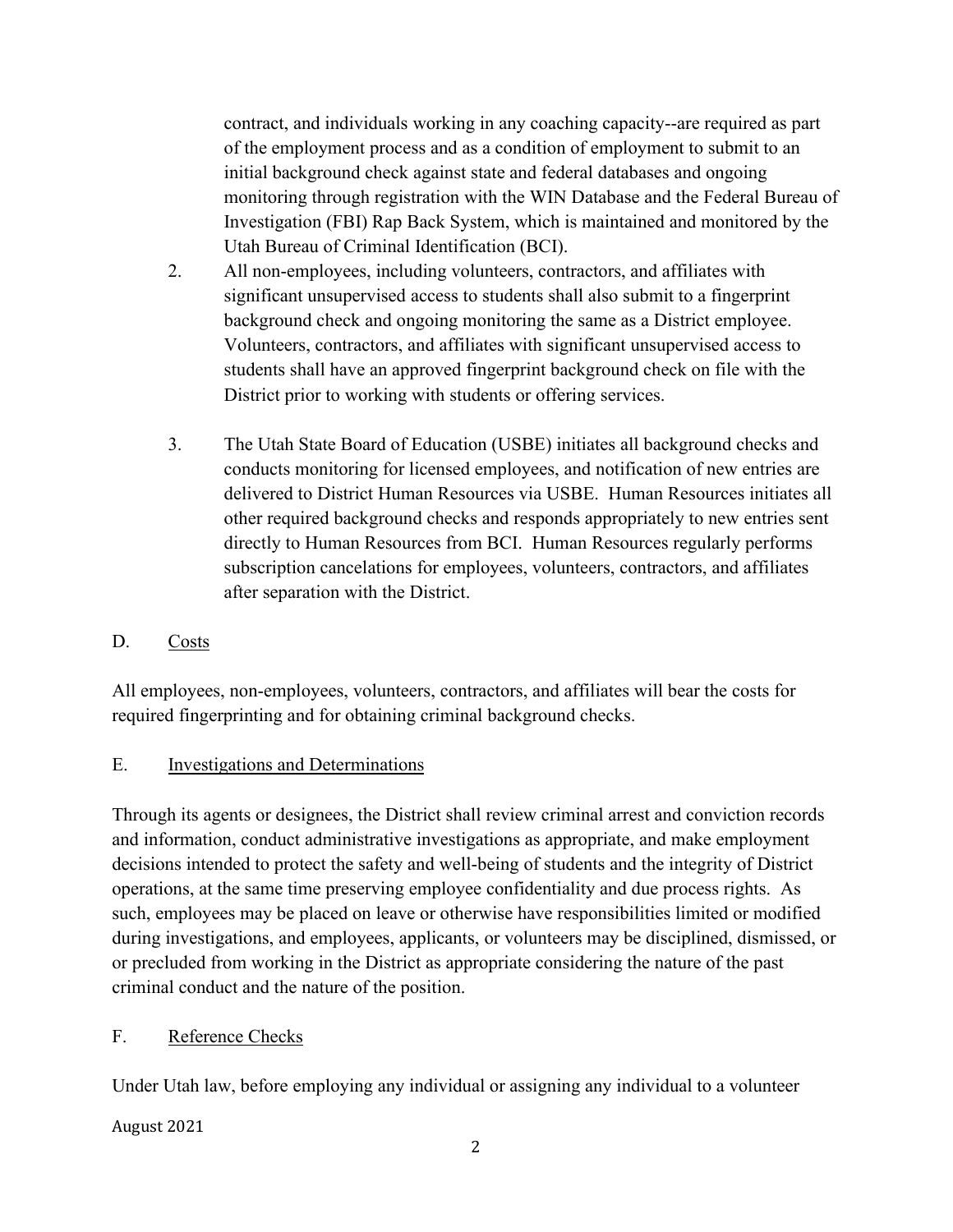contract, and individuals working in any coaching capacity--are required as part of the employment process and as a condition of employment to submit to an initial background check against state and federal databases and ongoing monitoring through registration with the WIN Database and the Federal Bureau of Investigation (FBI) Rap Back System, which is maintained and monitored by the Utah Bureau of Criminal Identification (BCI).

2. All non-employees, including volunteers, contractors, and affiliates with significant unsupervised access to students shall also submit to a fingerprint background check and ongoing monitoring the same as a District employee. Volunteers, contractors, and affiliates with significant unsupervised access to students shall have an approved fingerprint background check on file with the District prior to working with students or offering services.

3. The Utah State Board of Education (USBE) initiates all background checks and conducts monitoring for licensed employees, and notification of new entries are delivered to District Human Resources via USBE. Human Resources initiates all other required background checks and responds appropriately to new entries sent directly to Human Resources from BCI. Human Resources regularly performs subscription cancelations for employees, volunteers, contractors, and affiliates after separation with the District.

D. <u>Costs</u>

All employees, non-employees, volunteers, contractors, and affiliates will bear the costs for required fingerprinting and for obtaining criminal background checks.

E. <u>Investigations and Determinations</u>

Through its agents or designees, the District shall review criminal arrest and conviction records and information, conduct administrative investigations as appropriate, and make employment decisions intended to protect the safety and well-being of students and the integrity of District operations, at the same time preserving employee confidentiality and due process rights. As such, employees may be placed on leave or otherwise have responsibilities limited or modified during investigations, and employees, applicants, or volunteers may be disciplined, dismissed, or or precluded from working in the District as appropriate considering the nature of the past criminal conduct and the nature of the position.

F. <u>Reference Checks</u>

Under Utah law, before employing any individual or assigning any individual to a volunteer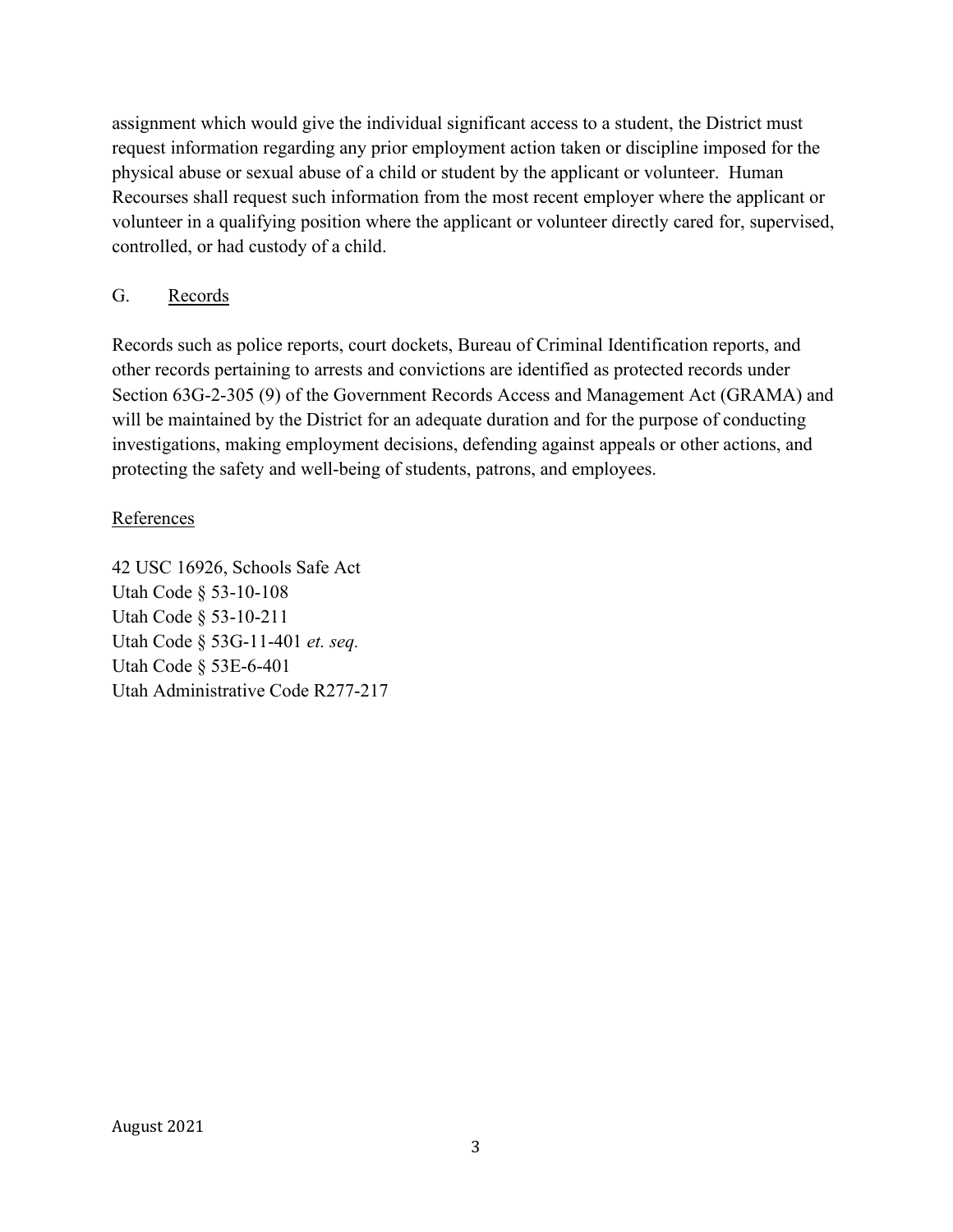assignment which would give the individual significant access to a student, the District must request information regarding any prior employment action taken or discipline imposed for the physical abuse or sexual abuse of a child or student by the applicant or volunteer. Human Recourses shall request such information from the most recent employer where the applicant or volunteer in a qualifying position where the applicant or volunteer directly cared for, supervised, controlled, or had custody of a child.

G. Records

Records such as police reports, court dockets, Bureau of Criminal Identification reports, and other records pertaining to arrests and convictions are identified as protected records under Section 63G-2-305 (9) of the Government Records Access and Management Act (GRAMA) and will be maintained by the District for an adequate duration and for the purpose of conducting investigations, making employment decisions, defending against appeals or other actions, and protecting the safety and well-being of students, patrons, and employees.

References

42 USC 16926, Schools Safe Act
Utah Code § 53-10-108
Utah Code § 53-10-211
Utah Code § 53G-11-401 *et. seq.*
Utah Code § 53E-6-401
Utah Administrative Code R277-217

August 2021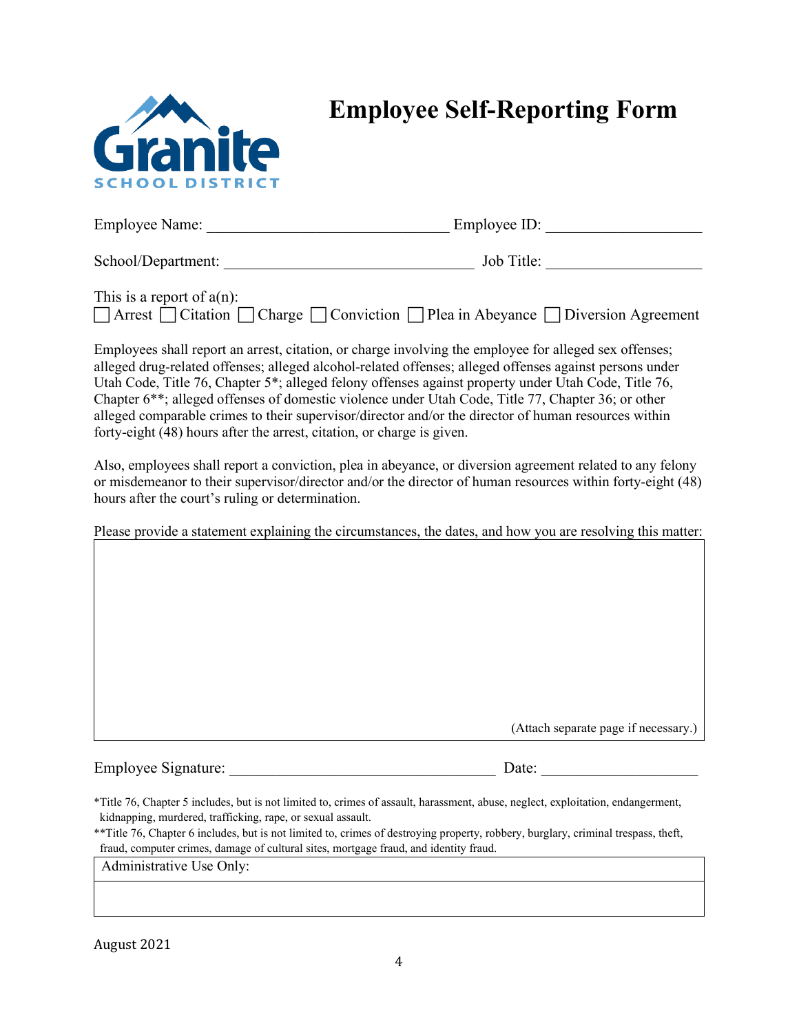Granite SCHOOL DISTRICT

# Employee Self-Reporting Form

Employee Name: ______________________________ Employee ID: ___________________

School/Department: ______________________________ Job Title: ___________________

This is a report of a(n):
☐ Arrest ☐ Citation ☐ Charge ☐ Conviction ☐ Plea in Abeyance ☐ Diversion Agreement

Employees shall report an arrest, citation, or charge involving the employee for alleged sex offenses; alleged drug-related offenses; alleged alcohol-related offenses; alleged offenses against persons under Utah Code, Title 76, Chapter 5*; alleged felony offenses against property under Utah Code, Title 76, Chapter 6**; alleged offenses of domestic violence under Utah Code, Title 77, Chapter 36; or other alleged comparable crimes to their supervisor/director and/or the director of human resources within forty-eight (48) hours after the arrest, citation, or charge is given.

Also, employees shall report a conviction, plea in abeyance, or diversion agreement related to any felony or misdemeanor to their supervisor/director and/or the director of human resources within forty-eight (48) hours after the court's ruling or determination.

Please provide a statement explaining the circumstances, the dates, and how you are resolving this matter:

(Attach separate page if necessary.)

Employee Signature: ________________________________ Date: ___________________

*Title 76, Chapter 5 includes, but is not limited to, crimes of assault, harassment, abuse, neglect, exploitation, endangerment, kidnapping, murdered, trafficking, rape, or sexual assault.

**Title 76, Chapter 6 includes, but is not limited to, crimes of destroying property, robbery, burglary, criminal trespass, theft, fraud, computer crimes, damage of cultural sites, mortgage fraud, and identity fraud.

Administrative Use Only:

August 2021